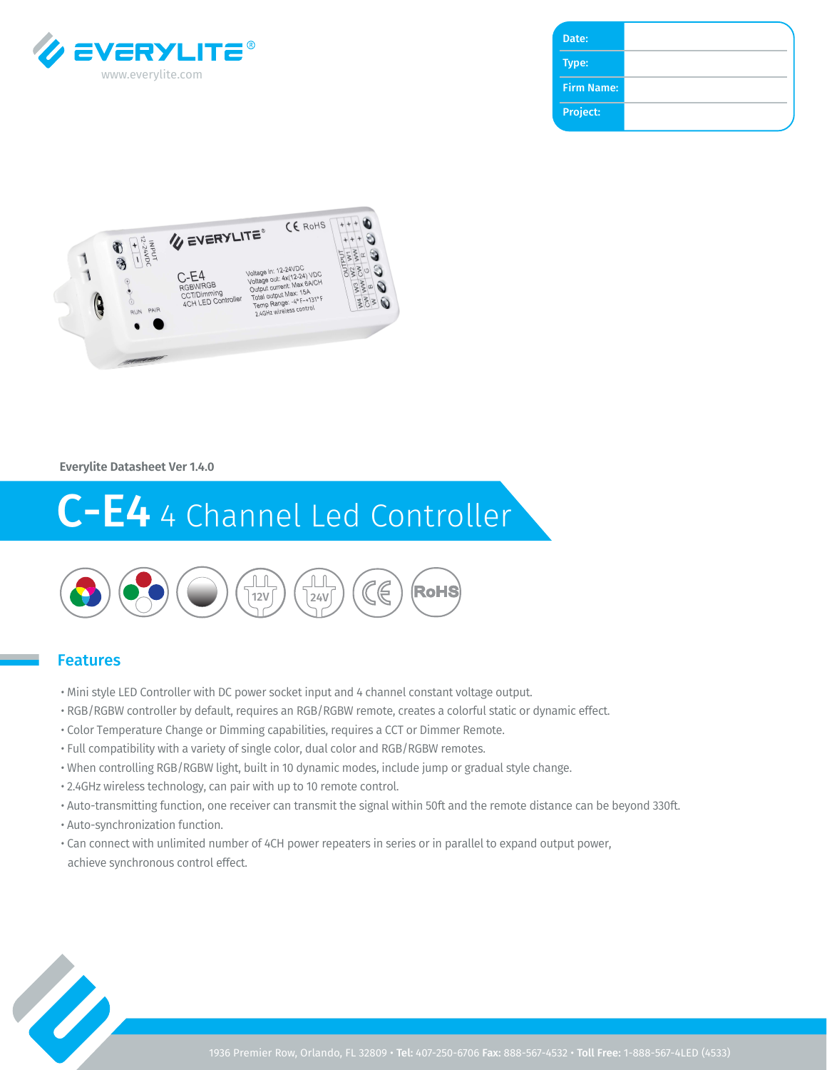EVERYLITE®
www.everylite.com

| Date: | |
| --- | --- |
| Type: | |
| Firm Name: | |
| Project: | |

Everylite Datasheet Ver 1.4.0

# C-E4 4 Channel Led Controller

## Features

- Mini style LED Controller with DC power socket input and 4 channel constant voltage output.
- RGB/RGBW controller by default, requires an RGB/RGBW remote, creates a colorful static or dynamic effect.
- Color Temperature Change or Dimming capabilities, requires a CCT or Dimmer Remote.
- Full compatibility with a variety of single color, dual color and RGB/RGBW remotes.
- When controlling RGB/RGBW light, built in 10 dynamic modes, include jump or gradual style change.
- 2.4GHz wireless technology, can pair with up to 10 remote control.
- Auto-transmitting function, one receiver can transmit the signal within 50ft and the remote distance can be beyond 330ft.
- Auto-synchronization function.
- Can connect with unlimited number of 4CH power repeaters in series or in parallel to expand output power, achieve synchronous control effect.

1936 Premier Row, Orlando, FL 32809 • **Tel:** 407-250-6706 **Fax:** 888-567-4532 • **Toll Free:** 1-888-567-4LED (4533)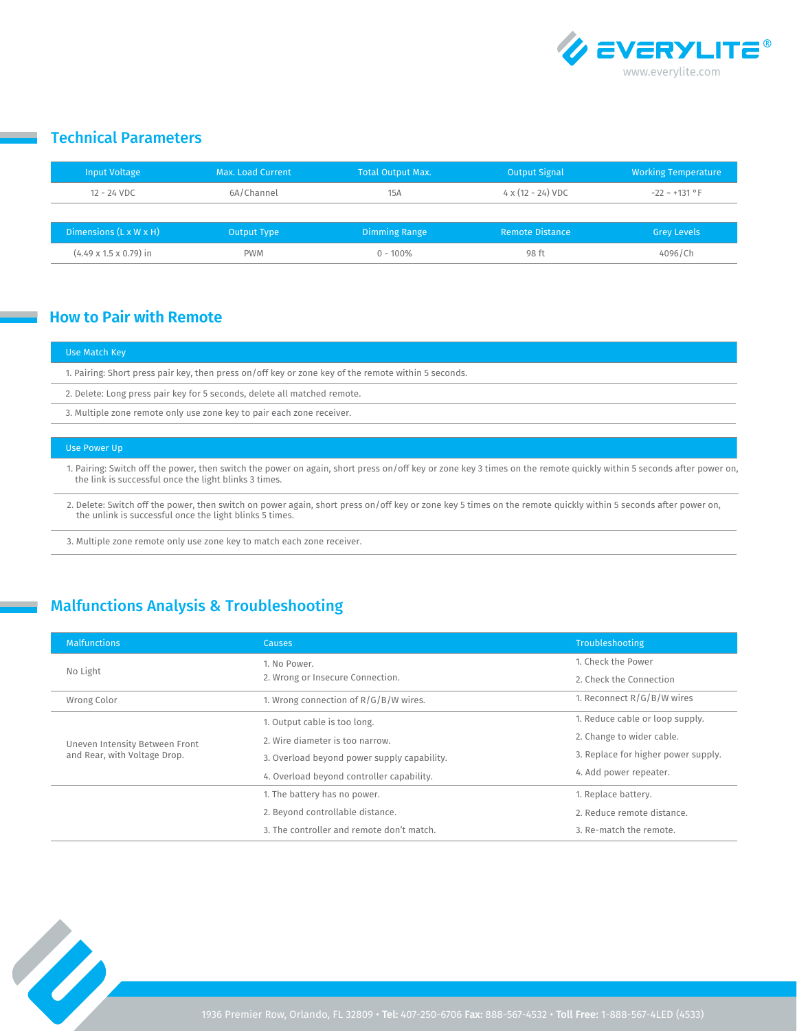## Technical Parameters

| Input Voltage | Max. Load Current | Total Output Max. | Output Signal | Working Temperature |
|---|---|---|---|---|
| 12 - 24 VDC | 6A/Channel | 15A | 4 x (12 - 24) VDC | -22 ~ +131 °F |

| Dimensions (L x W x H) | Output Type | Dimming Range | Remote Distance | Grey Levels |
|---|---|---|---|---|
| (4.49 x 1.5 x 0.79) in | PWM | 0 - 100% | 98 ft | 4096/Ch |

## How to Pair with Remote

| Use Match Key |
|---|
| 1. Pairing: Short press pair key, then press on/off key or zone key of the remote within 5 seconds. |
| 2. Delete: Long press pair key for 5 seconds, delete all matched remote. |
| 3. Multiple zone remote only use zone key to pair each zone receiver. |

| Use Power Up |
|---|
| 1. Pairing: Switch off the power, then switch the power on again, short press on/off key or zone key 3 times on the remote quickly within 5 seconds after power on, the link is successful once the light blinks 3 times. |
| 2. Delete: Switch off the power, then switch on power again, short press on/off key or zone key 5 times on the remote quickly within 5 seconds after power on, the unlink is successful once the light blinks 5 times. |
| 3. Multiple zone remote only use zone key to match each zone receiver. |

## Malfunctions Analysis & Troubleshooting

| Malfunctions | Causes | Troubleshooting |
|---|---|---|
| No Light | 1. No Power.<br>2. Wrong or Insecure Connection. | 1. Check the Power<br>2. Check the Connection |
| Wrong Color | 1. Wrong connection of R/G/B/W wires. | 1. Reconnect R/G/B/W wires |
| Uneven Intensity Between Front and Rear, with Voltage Drop. | 1. Output cable is too long.<br>2. Wire diameter is too narrow.<br>3. Overload beyond power supply capability.<br>4. Overload beyond controller capability. | 1. Reduce cable or loop supply.<br>2. Change to wider cable.<br>3. Replace for higher power supply.<br>4. Add power repeater. |
| | 1. The battery has no power.<br>2. Beyond controllable distance.<br>3. The controller and remote don't match. | 1. Replace battery.<br>2. Reduce remote distance.<br>3. Re-match the remote. |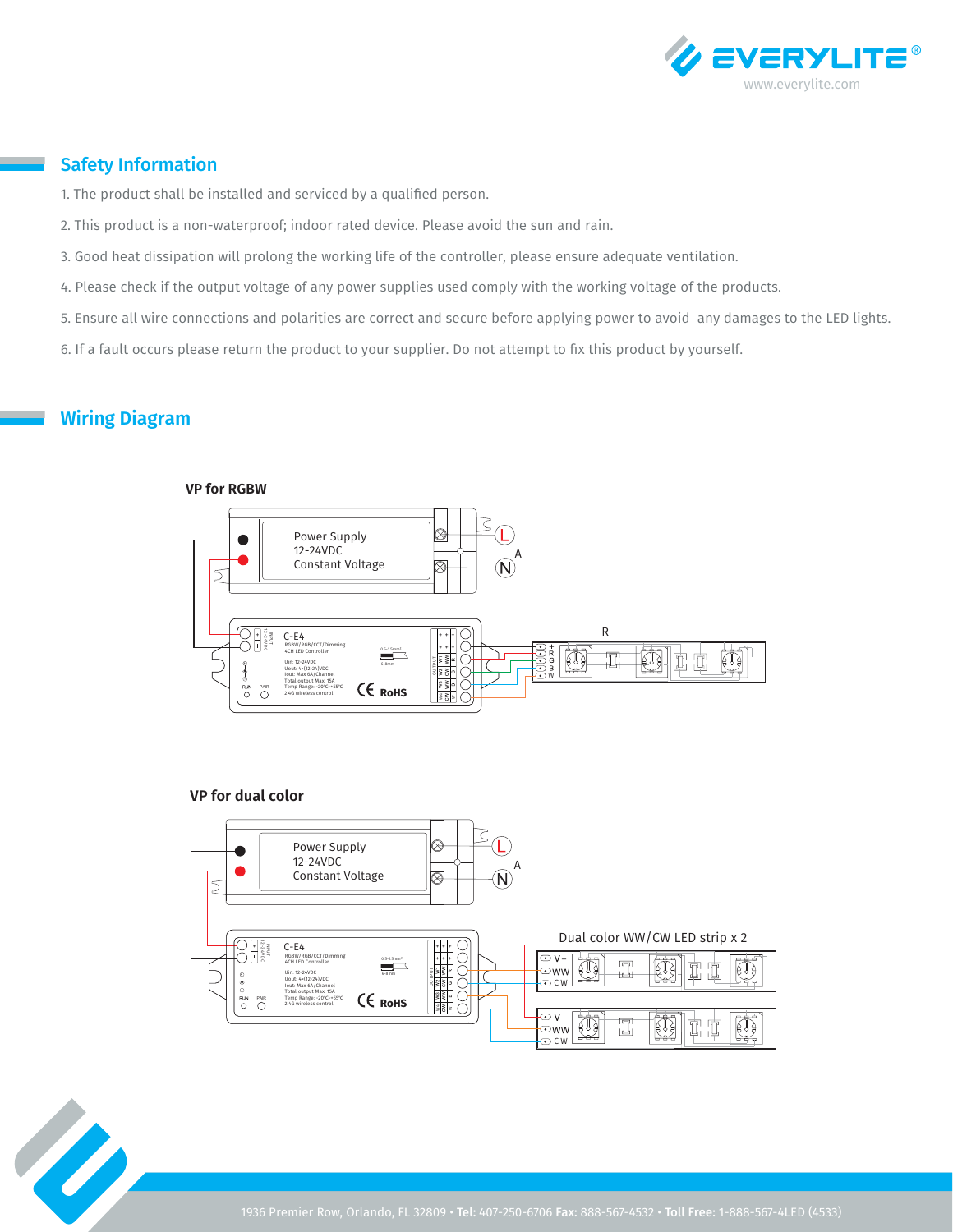## Safety Information

1. The product shall be installed and serviced by a qualified person.
2. This product is a non-waterproof; indoor rated device. Please avoid the sun and rain.
3. Good heat dissipation will prolong the working life of the controller, please ensure adequate ventilation.
4. Please check if the output voltage of any power supplies used comply with the working voltage of the products.
5. Ensure all wire connections and polarities are correct and secure before applying power to avoid any damages to the LED lights.
6. If a fault occurs please return the product to your supplier. Do not attempt to fix this product by yourself.

## Wiring Diagram

**VP for RGBW**

Power Supply
12-24VDC
Constant Voltage

L
A
N

C-E4

R

**VP for dual color**

Power Supply
12-24VDC
Constant Voltage

L
A
N

C-E4

Dual color WW/CW LED strip x 2

V+
WW
CW

1936 Premier Row, Orlando, FL 32809 • **Tel:** 407-250-6706 **Fax:** 888-567-4532 • **Toll Free:** 1-888-567-4LED (4533)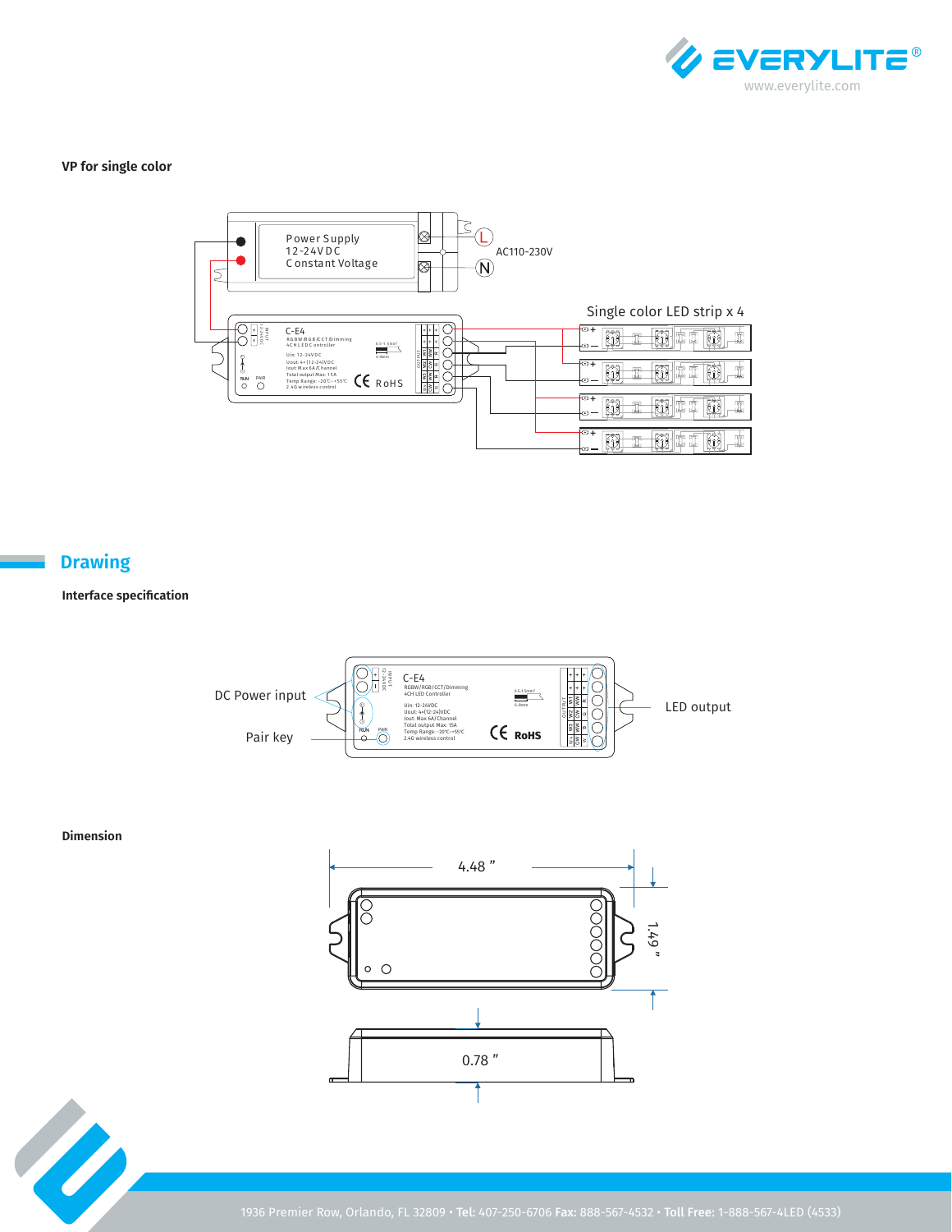### VP for single color

Power Supply
12-24VDC
Constant Voltage

L

N

AC110-230V

Single color LED strip x 4

## Drawing

### Interface specification

DC Power input

Pair key

LED output

### Dimension

4.48 ”

1.49 ”

0.78 ”